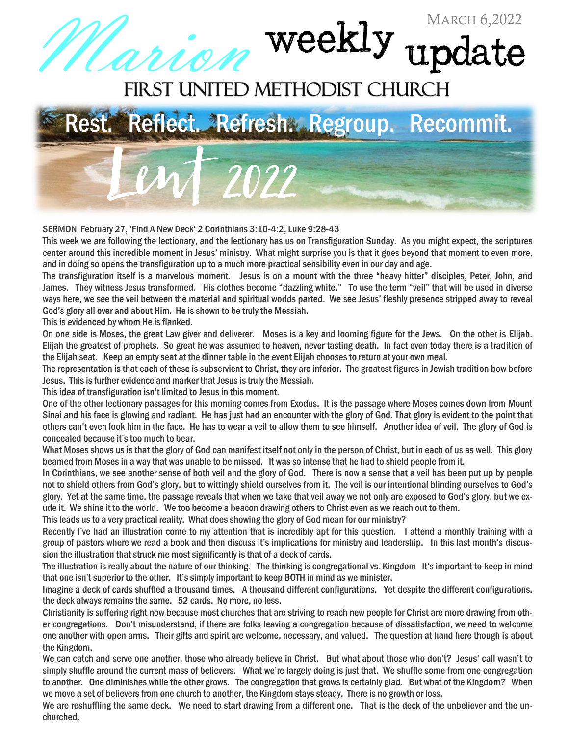# Marion weekly update

March 6, 2022

## First United Methodist Church

**Rest. Reflect. Refresh. Regroup. Recommit.**

**Lent 2022**

SERMON February 27, 'Find A New Deck' 2 Corinthians 3:10-4:2, Luke 9:28-43

This week we are following the lectionary, and the lectionary has us on Transfiguration Sunday. As you might expect, the scriptures center around this incredible moment in Jesus' ministry. What might surprise you is that it goes beyond that moment to even more, and in doing so opens the transfiguration up to a much more practical sensibility even in our day and age.

The transfiguration itself is a marvelous moment. Jesus is on a mount with the three "heavy hitter" disciples, Peter, John, and James. They witness Jesus transformed. His clothes become "dazzling white." To use the term "veil" that will be used in diverse ways here, we see the veil between the material and spiritual worlds parted. We see Jesus' fleshly presence stripped away to reveal God's glory all over and about Him. He is shown to be truly the Messiah.

This is evidenced by whom He is flanked.

On one side is Moses, the great Law giver and deliverer. Moses is a key and looming figure for the Jews. On the other is Elijah. Elijah the greatest of prophets. So great he was assumed to heaven, never tasting death. In fact even today there is a tradition of the Elijah seat. Keep an empty seat at the dinner table in the event Elijah chooses to return at your own meal.

The representation is that each of these is subservient to Christ, they are inferior. The greatest figures in Jewish tradition bow before Jesus. This is further evidence and marker that Jesus is truly the Messiah.

This idea of transfiguration isn't limited to Jesus in this moment.

One of the other lectionary passages for this morning comes from Exodus. It is the passage where Moses comes down from Mount Sinai and his face is glowing and radiant. He has just had an encounter with the glory of God. That glory is evident to the point that others can't even look him in the face. He has to wear a veil to allow them to see himself. Another idea of veil. The glory of God is concealed because it's too much to bear.

What Moses shows us is that the glory of God can manifest itself not only in the person of Christ, but in each of us as well. This glory beamed from Moses in a way that was unable to be missed. It was so intense that he had to shield people from it.

In Corinthians, we see another sense of both veil and the glory of God. There is now a sense that a veil has been put up by people not to shield others from God's glory, but to wittingly shield ourselves from it. The veil is our intentional blinding ourselves to God's glory. Yet at the same time, the passage reveals that when we take that veil away we not only are exposed to God's glory, but we exude it. We shine it to the world. We too become a beacon drawing others to Christ even as we reach out to them.

This leads us to a very practical reality. What does showing the glory of God mean for our ministry?

Recently I've had an illustration come to my attention that is incredibly apt for this question. I attend a monthly training with a group of pastors where we read a book and then discuss it's implications for ministry and leadership. In this last month's discussion the illustration that struck me most significantly is that of a deck of cards.

The illustration is really about the nature of our thinking. The thinking is congregational vs. Kingdom It's important to keep in mind that one isn't superior to the other. It's simply important to keep BOTH in mind as we minister.

Imagine a deck of cards shuffled a thousand times. A thousand different configurations. Yet despite the different configurations, the deck always remains the same. 52 cards. No more, no less.

Christianity is suffering right now because most churches that are striving to reach new people for Christ are more drawing from other congregations. Don't misunderstand, if there are folks leaving a congregation because of dissatisfaction, we need to welcome one another with open arms. Their gifts and spirit are welcome, necessary, and valued. The question at hand here though is about the Kingdom.

We can catch and serve one another, those who already believe in Christ. But what about those who don't? Jesus' call wasn't to simply shuffle around the current mass of believers. What we're largely doing is just that. We shuffle some from one congregation to another. One diminishes while the other grows. The congregation that grows is certainly glad. But what of the Kingdom? When we move a set of believers from one church to another, the Kingdom stays steady. There is no growth or loss.

We are reshuffling the same deck. We need to start drawing from a different one. That is the deck of the unbeliever and the unchurched.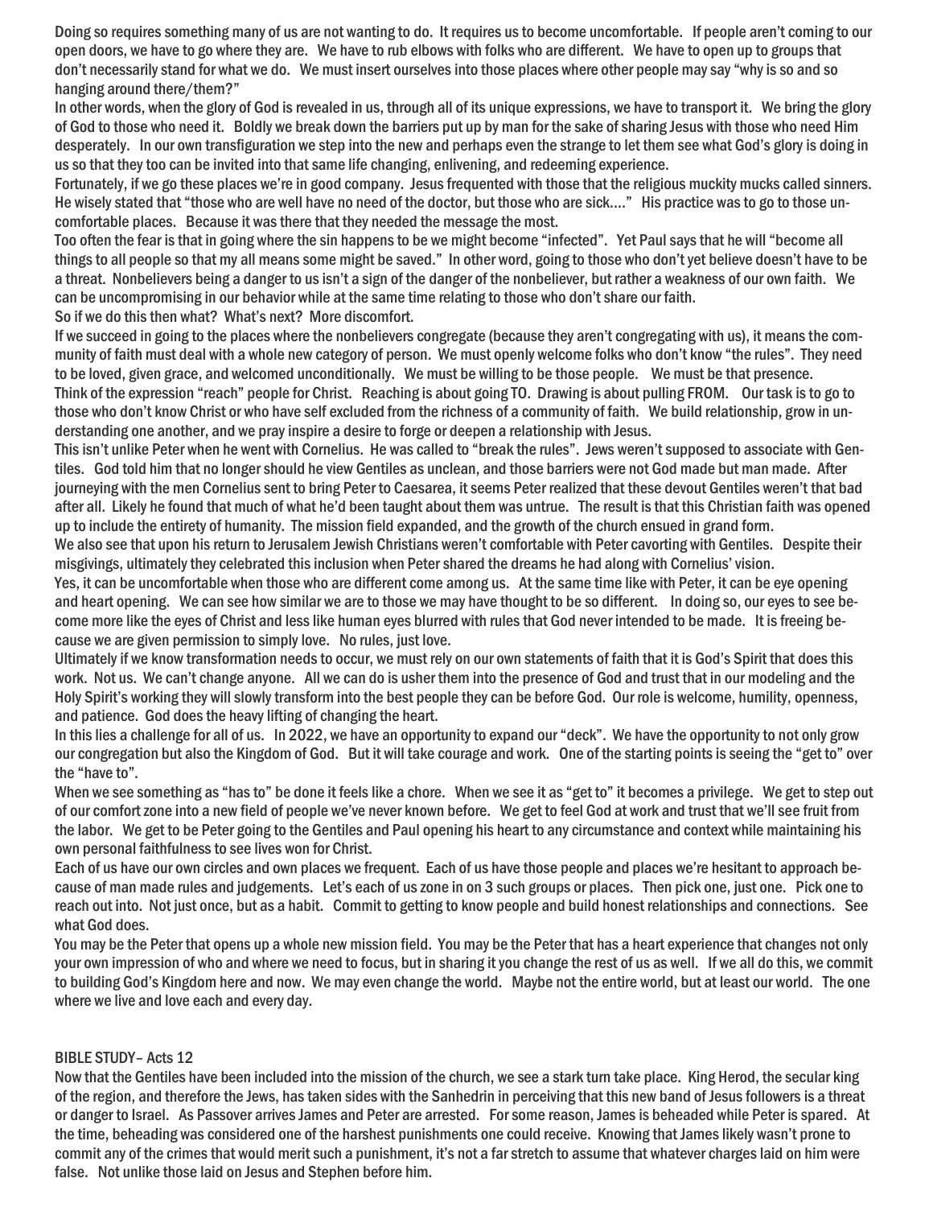Doing so requires something many of us are not wanting to do. It requires us to become uncomfortable. If people aren't coming to our open doors, we have to go where they are. We have to rub elbows with folks who are different. We have to open up to groups that don't necessarily stand for what we do. We must insert ourselves into those places where other people may say "why is so and so hanging around there/them?"

In other words, when the glory of God is revealed in us, through all of its unique expressions, we have to transport it. We bring the glory of God to those who need it. Boldly we break down the barriers put up by man for the sake of sharing Jesus with those who need Him desperately. In our own transfiguration we step into the new and perhaps even the strange to let them see what God's glory is doing in us so that they too can be invited into that same life changing, enlivening, and redeeming experience.

Fortunately, if we go these places we're in good company. Jesus frequented with those that the religious muckity mucks called sinners. He wisely stated that "those who are well have no need of the doctor, but those who are sick…." His practice was to go to those uncomfortable places. Because it was there that they needed the message the most.

Too often the fear is that in going where the sin happens to be we might become "infected". Yet Paul says that he will "become all things to all people so that my all means some might be saved." In other word, going to those who don't yet believe doesn't have to be a threat. Nonbelievers being a danger to us isn't a sign of the danger of the nonbeliever, but rather a weakness of our own faith. We can be uncompromising in our behavior while at the same time relating to those who don't share our faith.

So if we do this then what? What's next? More discomfort.

If we succeed in going to the places where the nonbelievers congregate (because they aren't congregating with us), it means the community of faith must deal with a whole new category of person. We must openly welcome folks who don't know "the rules". They need to be loved, given grace, and welcomed unconditionally. We must be willing to be those people. We must be that presence.

Think of the expression "reach" people for Christ. Reaching is about going TO. Drawing is about pulling FROM. Our task is to go to those who don't know Christ or who have self excluded from the richness of a community of faith. We build relationship, grow in understanding one another, and we pray inspire a desire to forge or deepen a relationship with Jesus.

This isn't unlike Peter when he went with Cornelius. He was called to "break the rules". Jews weren't supposed to associate with Gentiles. God told him that no longer should he view Gentiles as unclean, and those barriers were not God made but man made. After journeying with the men Cornelius sent to bring Peter to Caesarea, it seems Peter realized that these devout Gentiles weren't that bad after all. Likely he found that much of what he'd been taught about them was untrue. The result is that this Christian faith was opened up to include the entirety of humanity. The mission field expanded, and the growth of the church ensued in grand form.

We also see that upon his return to Jerusalem Jewish Christians weren't comfortable with Peter cavorting with Gentiles. Despite their misgivings, ultimately they celebrated this inclusion when Peter shared the dreams he had along with Cornelius' vision.

Yes, it can be uncomfortable when those who are different come among us. At the same time like with Peter, it can be eye opening and heart opening. We can see how similar we are to those we may have thought to be so different. In doing so, our eyes to see become more like the eyes of Christ and less like human eyes blurred with rules that God never intended to be made. It is freeing because we are given permission to simply love. No rules, just love.

Ultimately if we know transformation needs to occur, we must rely on our own statements of faith that it is God's Spirit that does this work. Not us. We can't change anyone. All we can do is usher them into the presence of God and trust that in our modeling and the Holy Spirit's working they will slowly transform into the best people they can be before God. Our role is welcome, humility, openness, and patience. God does the heavy lifting of changing the heart.

In this lies a challenge for all of us. In 2022, we have an opportunity to expand our "deck". We have the opportunity to not only grow our congregation but also the Kingdom of God. But it will take courage and work. One of the starting points is seeing the "get to" over the "have to".

When we see something as "has to" be done it feels like a chore. When we see it as "get to" it becomes a privilege. We get to step out of our comfort zone into a new field of people we've never known before. We get to feel God at work and trust that we'll see fruit from the labor. We get to be Peter going to the Gentiles and Paul opening his heart to any circumstance and context while maintaining his own personal faithfulness to see lives won for Christ.

Each of us have our own circles and own places we frequent. Each of us have those people and places we're hesitant to approach because of man made rules and judgements. Let's each of us zone in on 3 such groups or places. Then pick one, just one. Pick one to reach out into. Not just once, but as a habit. Commit to getting to know people and build honest relationships and connections. See what God does.

You may be the Peter that opens up a whole new mission field. You may be the Peter that has a heart experience that changes not only your own impression of who and where we need to focus, but in sharing it you change the rest of us as well. If we all do this, we commit to building God's Kingdom here and now. We may even change the world. Maybe not the entire world, but at least our world. The one where we live and love each and every day.

BIBLE STUDY– Acts 12

Now that the Gentiles have been included into the mission of the church, we see a stark turn take place. King Herod, the secular king of the region, and therefore the Jews, has taken sides with the Sanhedrin in perceiving that this new band of Jesus followers is a threat or danger to Israel. As Passover arrives James and Peter are arrested. For some reason, James is beheaded while Peter is spared. At the time, beheading was considered one of the harshest punishments one could receive. Knowing that James likely wasn't prone to commit any of the crimes that would merit such a punishment, it's not a far stretch to assume that whatever charges laid on him were false. Not unlike those laid on Jesus and Stephen before him.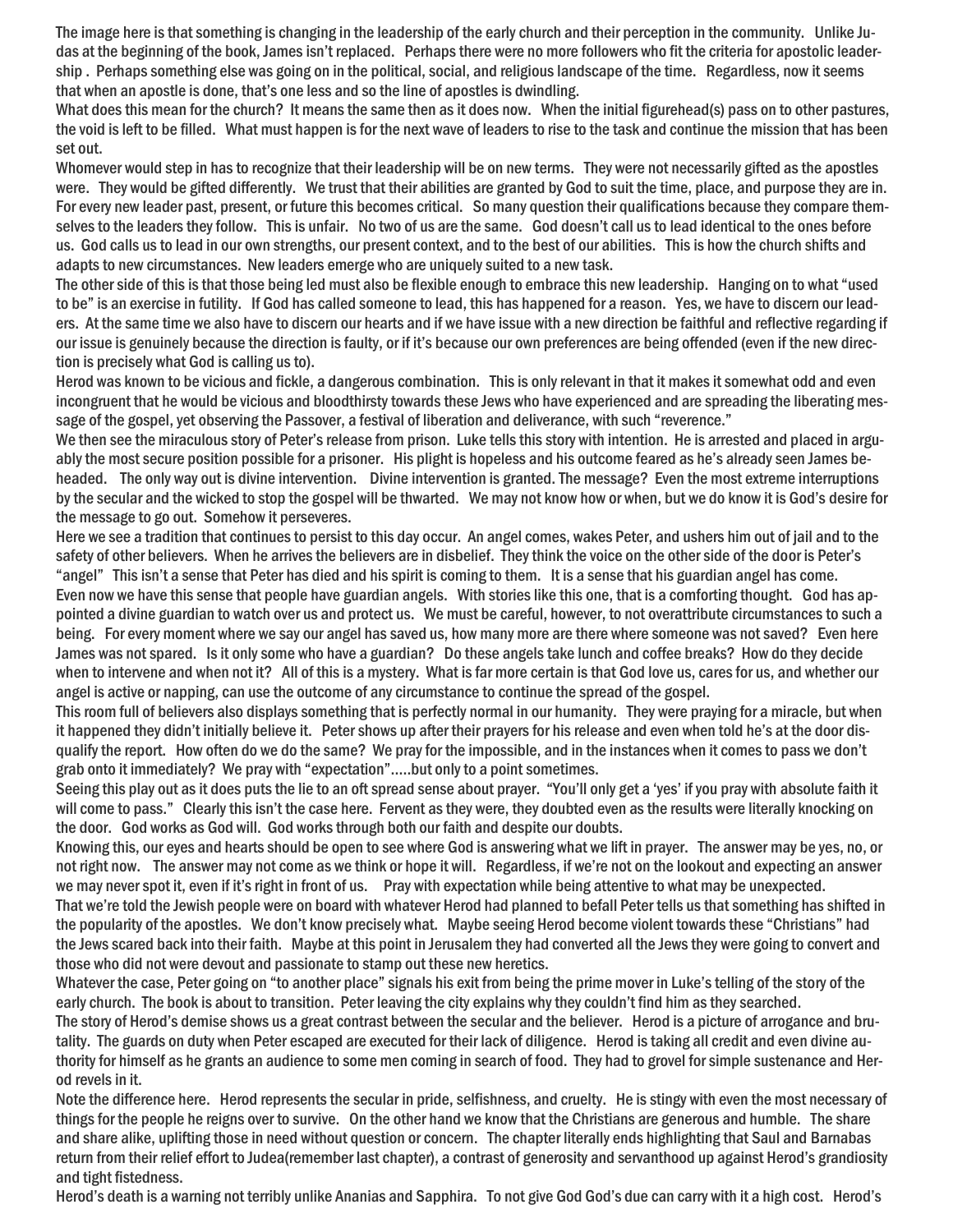The image here is that something is changing in the leadership of the early church and their perception in the community. Unlike Judas at the beginning of the book, James isn't replaced. Perhaps there were no more followers who fit the criteria for apostolic leadership . Perhaps something else was going on in the political, social, and religious landscape of the time. Regardless, now it seems that when an apostle is done, that's one less and so the line of apostles is dwindling.

What does this mean for the church? It means the same then as it does now. When the initial figurehead(s) pass on to other pastures, the void is left to be filled. What must happen is for the next wave of leaders to rise to the task and continue the mission that has been set out.

Whomever would step in has to recognize that their leadership will be on new terms. They were not necessarily gifted as the apostles were. They would be gifted differently. We trust that their abilities are granted by God to suit the time, place, and purpose they are in. For every new leader past, present, or future this becomes critical. So many question their qualifications because they compare themselves to the leaders they follow. This is unfair. No two of us are the same. God doesn't call us to lead identical to the ones before us. God calls us to lead in our own strengths, our present context, and to the best of our abilities. This is how the church shifts and adapts to new circumstances. New leaders emerge who are uniquely suited to a new task.

The other side of this is that those being led must also be flexible enough to embrace this new leadership. Hanging on to what "used to be" is an exercise in futility. If God has called someone to lead, this has happened for a reason. Yes, we have to discern our leaders. At the same time we also have to discern our hearts and if we have issue with a new direction be faithful and reflective regarding if our issue is genuinely because the direction is faulty, or if it's because our own preferences are being offended (even if the new direction is precisely what God is calling us to).

Herod was known to be vicious and fickle, a dangerous combination. This is only relevant in that it makes it somewhat odd and even incongruent that he would be vicious and bloodthirsty towards these Jews who have experienced and are spreading the liberating message of the gospel, yet observing the Passover, a festival of liberation and deliverance, with such "reverence."

We then see the miraculous story of Peter's release from prison. Luke tells this story with intention. He is arrested and placed in arguably the most secure position possible for a prisoner. His plight is hopeless and his outcome feared as he's already seen James beheaded. The only way out is divine intervention. Divine intervention is granted. The message? Even the most extreme interruptions by the secular and the wicked to stop the gospel will be thwarted. We may not know how or when, but we do know it is God's desire for the message to go out. Somehow it perseveres.

Here we see a tradition that continues to persist to this day occur. An angel comes, wakes Peter, and ushers him out of jail and to the safety of other believers. When he arrives the believers are in disbelief. They think the voice on the other side of the door is Peter's "angel" This isn't a sense that Peter has died and his spirit is coming to them. It is a sense that his guardian angel has come.

Even now we have this sense that people have guardian angels. With stories like this one, that is a comforting thought. God has appointed a divine guardian to watch over us and protect us. We must be careful, however, to not overattribute circumstances to such a being. For every moment where we say our angel has saved us, how many more are there where someone was not saved? Even here James was not spared. Is it only some who have a guardian? Do these angels take lunch and coffee breaks? How do they decide when to intervene and when not it? All of this is a mystery. What is far more certain is that God love us, cares for us, and whether our angel is active or napping, can use the outcome of any circumstance to continue the spread of the gospel.

This room full of believers also displays something that is perfectly normal in our humanity. They were praying for a miracle, but when it happened they didn't initially believe it. Peter shows up after their prayers for his release and even when told he's at the door disqualify the report. How often do we do the same? We pray for the impossible, and in the instances when it comes to pass we don't grab onto it immediately? We pray with "expectation".....but only to a point sometimes.

Seeing this play out as it does puts the lie to an oft spread sense about prayer. "You'll only get a 'yes' if you pray with absolute faith it will come to pass." Clearly this isn't the case here. Fervent as they were, they doubted even as the results were literally knocking on the door. God works as God will. God works through both our faith and despite our doubts.

Knowing this, our eyes and hearts should be open to see where God is answering what we lift in prayer. The answer may be yes, no, or not right now. The answer may not come as we think or hope it will. Regardless, if we're not on the lookout and expecting an answer we may never spot it, even if it's right in front of us. Pray with expectation while being attentive to what may be unexpected.

That we're told the Jewish people were on board with whatever Herod had planned to befall Peter tells us that something has shifted in the popularity of the apostles. We don't know precisely what. Maybe seeing Herod become violent towards these "Christians" had the Jews scared back into their faith. Maybe at this point in Jerusalem they had converted all the Jews they were going to convert and those who did not were devout and passionate to stamp out these new heretics.

Whatever the case, Peter going on "to another place" signals his exit from being the prime mover in Luke's telling of the story of the early church. The book is about to transition. Peter leaving the city explains why they couldn't find him as they searched.

The story of Herod's demise shows us a great contrast between the secular and the believer. Herod is a picture of arrogance and brutality. The guards on duty when Peter escaped are executed for their lack of diligence. Herod is taking all credit and even divine authority for himself as he grants an audience to some men coming in search of food. They had to grovel for simple sustenance and Herod revels in it.

Note the difference here. Herod represents the secular in pride, selfishness, and cruelty. He is stingy with even the most necessary of things for the people he reigns over to survive. On the other hand we know that the Christians are generous and humble. The share and share alike, uplifting those in need without question or concern. The chapter literally ends highlighting that Saul and Barnabas return from their relief effort to Judea(remember last chapter), a contrast of generosity and servanthood up against Herod's grandiosity and tight fistedness.

Herod's death is a warning not terribly unlike Ananias and Sapphira. To not give God God's due can carry with it a high cost. Herod's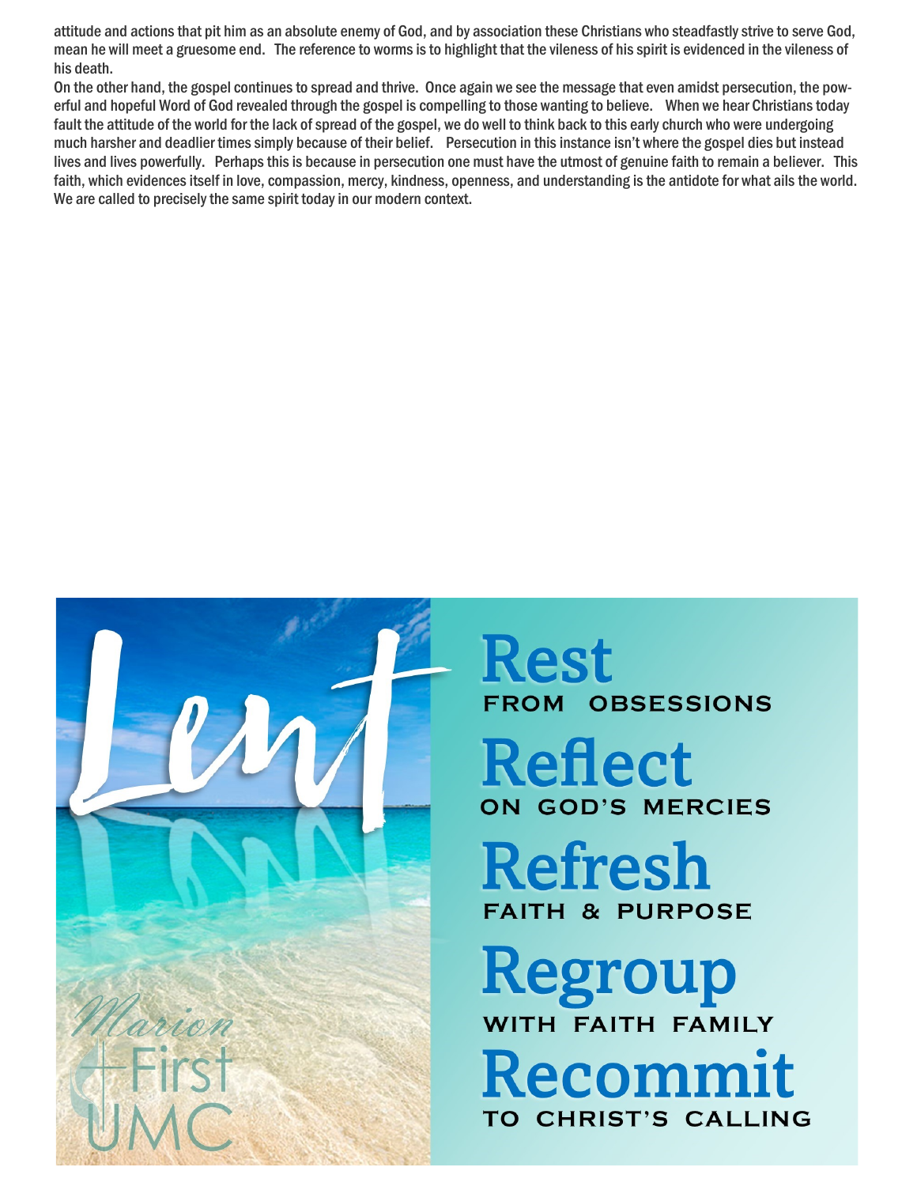attitude and actions that pit him as an absolute enemy of God, and by association these Christians who steadfastly strive to serve God, mean he will meet a gruesome end. The reference to worms is to highlight that the vileness of his spirit is evidenced in the vileness of his death.

On the other hand, the gospel continues to spread and thrive. Once again we see the message that even amidst persecution, the powerful and hopeful Word of God revealed through the gospel is compelling to those wanting to believe. When we hear Christians today fault the attitude of the world for the lack of spread of the gospel, we do well to think back to this early church who were undergoing much harsher and deadlier times simply because of their belief. Persecution in this instance isn't where the gospel dies but instead lives and lives powerfully. Perhaps this is because in persecution one must have the utmost of genuine faith to remain a believer. This faith, which evidences itself in love, compassion, mercy, kindness, openness, and understanding is the antidote for what ails the world. We are called to precisely the same spirit today in our modern context.

Lent

Marion First UMC

**Rest**
FROM OBSESSIONS

**Reflect**
ON GOD'S MERCIES

**Refresh**
FAITH & PURPOSE

**Regroup**
WITH FAITH FAMILY

**Recommit**
TO CHRIST'S CALLING